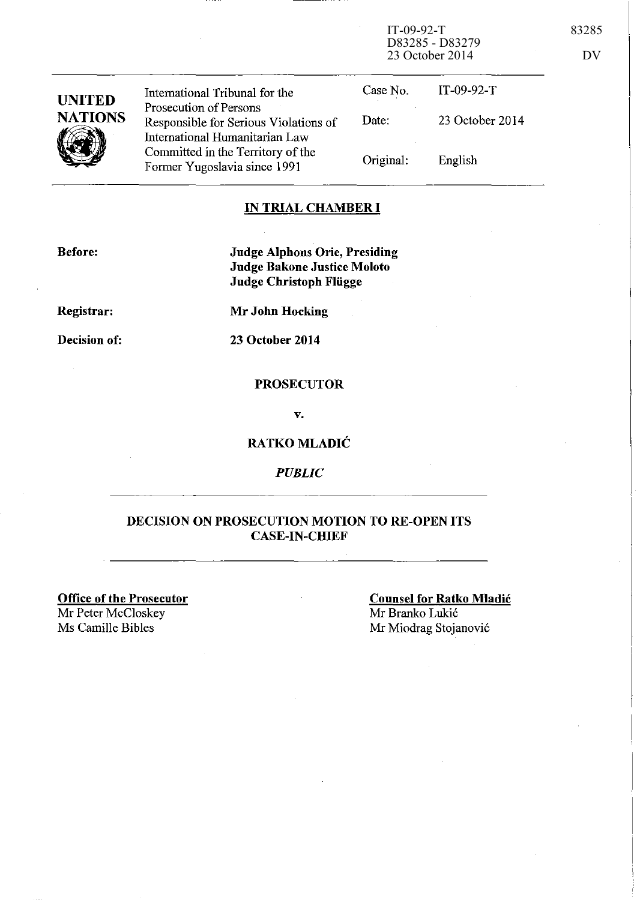IT-09-92-T
D83285 - D83279
23 October 2014

83285

DV

| UNITED NATIONS | International Tribunal for the Prosecution of Persons Responsible for Serious Violations of International Humanitarian Law Committed in the Territory of the Former Yugoslavia since 1991 | Case No. | IT-09-92-T |
|---|---|---|---|
| | | Date: | 23 October 2014 |
| | | Original: | English |

## IN TRIAL CHAMBER I

**Before:** **Judge Alphons Orie, Presiding**
**Judge Bakone Justice Moloto**
**Judge Christoph Flügge**

**Registrar:** **Mr John Hocking**

**Decision of:** **23 October 2014**

**PROSECUTOR**

**v.**

**RATKO MLADIĆ**

***PUBLIC***

## DECISION ON PROSECUTION MOTION TO RE-OPEN ITS CASE-IN-CHIEF

**Office of the Prosecutor**
Mr Peter McCloskey
Ms Camille Bibles

**Counsel for Ratko Mladić**
Mr Branko Lukić
Mr Miodrag Stojanović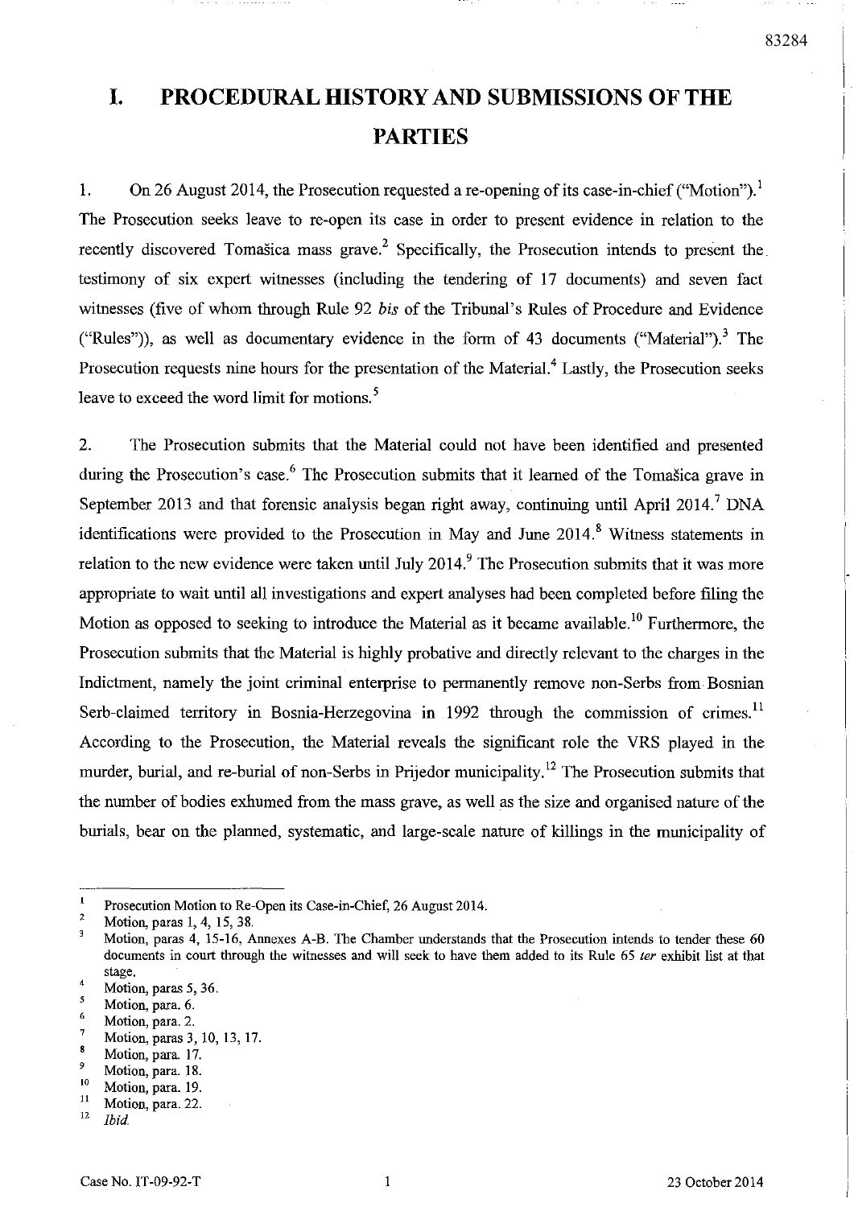# I. PROCEDURAL HISTORY AND SUBMISSIONS OF THE PARTIES

1. On 26 August 2014, the Prosecution requested a re-opening of its case-in-chief ("Motion").[1] The Prosecution seeks leave to re-open its case in order to present evidence in relation to the recently discovered Tomašica mass grave.[2] Specifically, the Prosecution intends to present the testimony of six expert witnesses (including the tendering of 17 documents) and seven fact witnesses (five of whom through Rule 92 *bis* of the Tribunal's Rules of Procedure and Evidence ("Rules")), as well as documentary evidence in the form of 43 documents ("Material").[3] The Prosecution requests nine hours for the presentation of the Material.[4] Lastly, the Prosecution seeks leave to exceed the word limit for motions.[5]

2. The Prosecution submits that the Material could not have been identified and presented during the Prosecution's case.[6] The Prosecution submits that it learned of the Tomašica grave in September 2013 and that forensic analysis began right away, continuing until April 2014.[7] DNA identifications were provided to the Prosecution in May and June 2014.[8] Witness statements in relation to the new evidence were taken until July 2014.[9] The Prosecution submits that it was more appropriate to wait until all investigations and expert analyses had been completed before filing the Motion as opposed to seeking to introduce the Material as it became available.[10] Furthermore, the Prosecution submits that the Material is highly probative and directly relevant to the charges in the Indictment, namely the joint criminal enterprise to permanently remove non-Serbs from Bosnian Serb-claimed territory in Bosnia-Herzegovina in 1992 through the commission of crimes.[11] According to the Prosecution, the Material reveals the significant role the VRS played in the murder, burial, and re-burial of non-Serbs in Prijedor municipality.[12] The Prosecution submits that the number of bodies exhumed from the mass grave, as well as the size and organised nature of the burials, bear on the planned, systematic, and large-scale nature of killings in the municipality of

---

[1] Prosecution Motion to Re-Open its Case-in-Chief, 26 August 2014.

[2] Motion, paras 1, 4, 15, 38.

[3] Motion, paras 4, 15-16, Annexes A-B. The Chamber understands that the Prosecution intends to tender these 60 documents in court through the witnesses and will seek to have them added to its Rule 65 *ter* exhibit list at that stage.

[4] Motion, paras 5, 36.

[5] Motion, para. 6.

[6] Motion, para. 2.

[7] Motion, paras 3, 10, 13, 17.

[8] Motion, para. 17.

[9] Motion, para. 18.

[10] Motion, para. 19.

[11] Motion, para. 22.

[12] *Ibid.*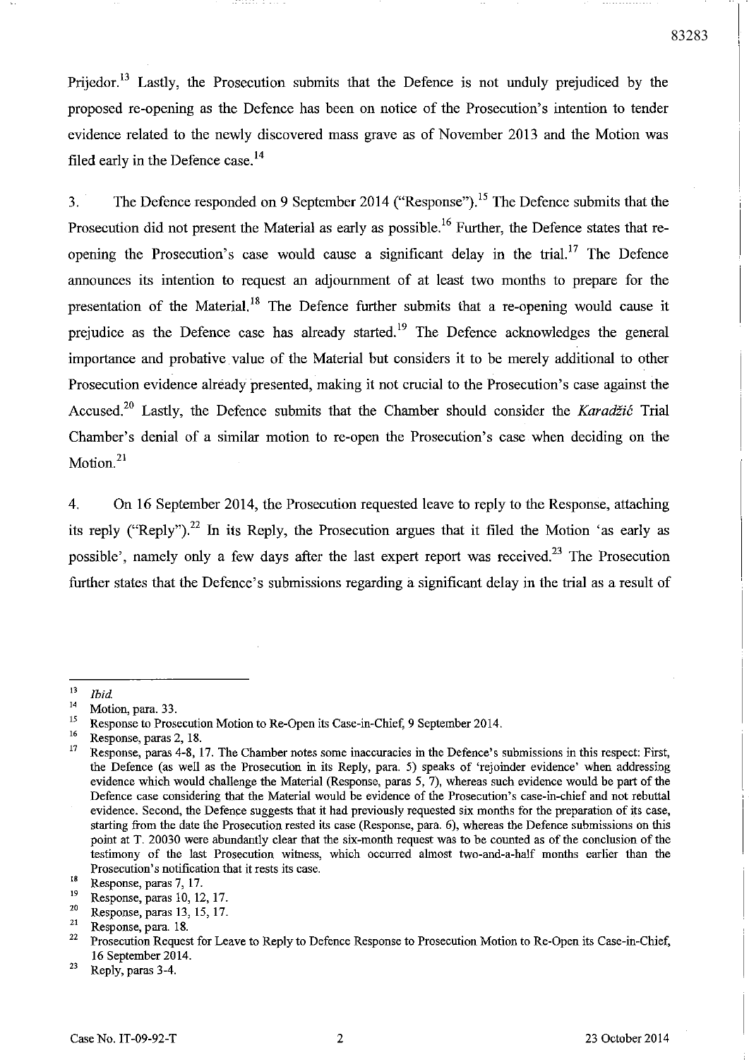Prijedor.[13] Lastly, the Prosecution submits that the Defence is not unduly prejudiced by the proposed re-opening as the Defence has been on notice of the Prosecution's intention to tender evidence related to the newly discovered mass grave as of November 2013 and the Motion was filed early in the Defence case.[14]

3. The Defence responded on 9 September 2014 ("Response").[15] The Defence submits that the Prosecution did not present the Material as early as possible.[16] Further, the Defence states that re-opening the Prosecution's case would cause a significant delay in the trial.[17] The Defence announces its intention to request an adjournment of at least two months to prepare for the presentation of the Material.[18] The Defence further submits that a re-opening would cause it prejudice as the Defence case has already started.[19] The Defence acknowledges the general importance and probative value of the Material but considers it to be merely additional to other Prosecution evidence already presented, making it not crucial to the Prosecution's case against the Accused.[20] Lastly, the Defence submits that the Chamber should consider the *Karadžić* Trial Chamber's denial of a similar motion to re-open the Prosecution's case when deciding on the Motion.[21]

4. On 16 September 2014, the Prosecution requested leave to reply to the Response, attaching its reply ("Reply").[22] In its Reply, the Prosecution argues that it filed the Motion 'as early as possible', namely only a few days after the last expert report was received.[23] The Prosecution further states that the Defence's submissions regarding a significant delay in the trial as a result of

---

[13] *Ibid.*

[14] Motion, para. 33.

[15] Response to Prosecution Motion to Re-Open its Case-in-Chief, 9 September 2014.

[16] Response, paras 2, 18.

[17] Response, paras 4-8, 17. The Chamber notes some inaccuracies in the Defence's submissions in this respect: First, the Defence (as well as the Prosecution in its Reply, para. 5) speaks of 'rejoinder evidence' when addressing evidence which would challenge the Material (Response, paras 5, 7), whereas such evidence would be part of the Defence case considering that the Material would be evidence of the Prosecution's case-in-chief and not rebuttal evidence. Second, the Defence suggests that it had previously requested six months for the preparation of its case, starting from the date the Prosecution rested its case (Response, para. 6), whereas the Defence submissions on this point at T. 20030 were abundantly clear that the six-month request was to be counted as of the conclusion of the testimony of the last Prosecution witness, which occurred almost two-and-a-half months earlier than the Prosecution's notification that it rests its case.

[18] Response, paras 7, 17.

[19] Response, paras 10, 12, 17.

[20] Response, paras 13, 15, 17.

[21] Response, para. 18.

[22] Prosecution Request for Leave to Reply to Defence Response to Prosecution Motion to Re-Open its Case-in-Chief, 16 September 2014.

[23] Reply, paras 3-4.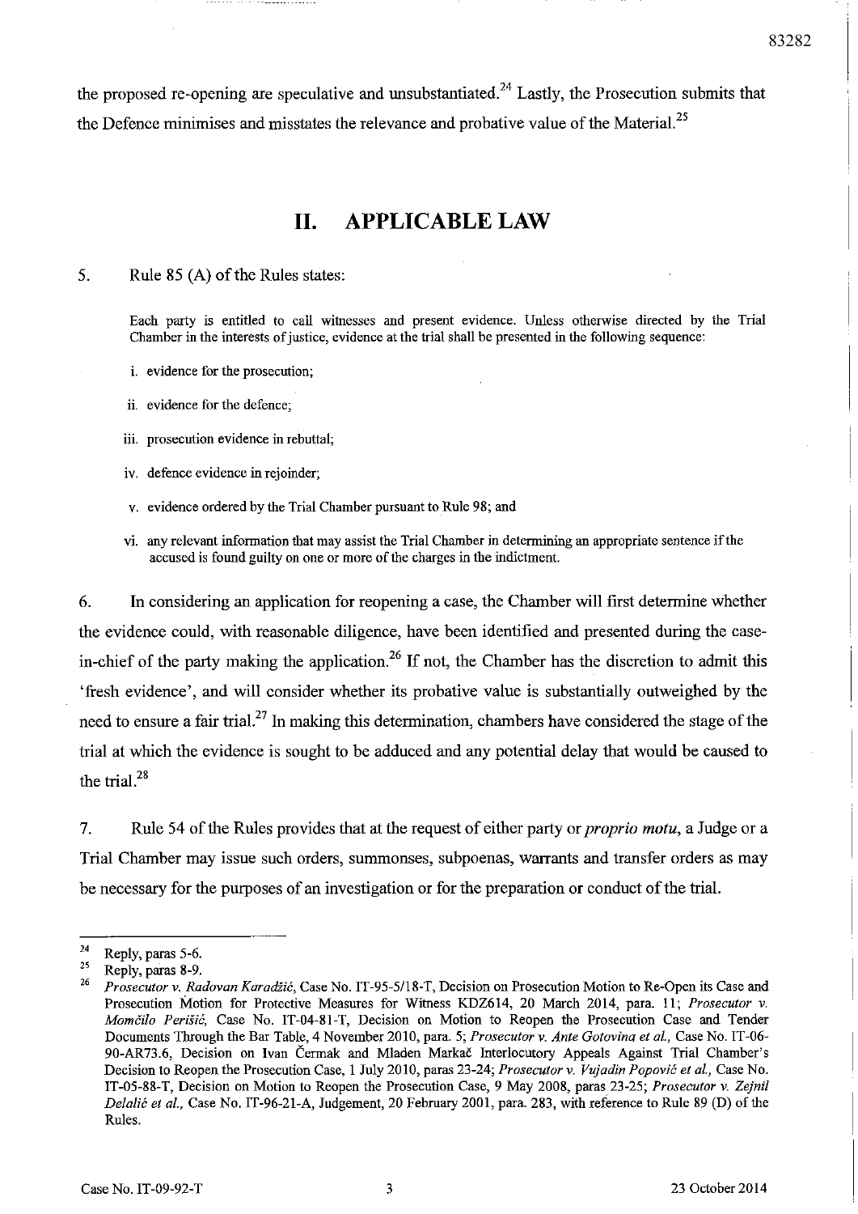the proposed re-opening are speculative and unsubstantiated.[24] Lastly, the Prosecution submits that the Defence minimises and misstates the relevance and probative value of the Material.[25]

## II. APPLICABLE LAW

5. Rule 85 (A) of the Rules states:

> Each party is entitled to call witnesses and present evidence. Unless otherwise directed by the Trial Chamber in the interests of justice, evidence at the trial shall be presented in the following sequence:
>
> i. evidence for the prosecution;
>
> ii. evidence for the defence;
>
> iii. prosecution evidence in rebuttal;
>
> iv. defence evidence in rejoinder;
>
> v. evidence ordered by the Trial Chamber pursuant to Rule 98; and
>
> vi. any relevant information that may assist the Trial Chamber in determining an appropriate sentence if the accused is found guilty on one or more of the charges in the indictment.

6. In considering an application for reopening a case, the Chamber will first determine whether the evidence could, with reasonable diligence, have been identified and presented during the case-in-chief of the party making the application.[26] If not, the Chamber has the discretion to admit this 'fresh evidence', and will consider whether its probative value is substantially outweighed by the need to ensure a fair trial.[27] In making this determination, chambers have considered the stage of the trial at which the evidence is sought to be adduced and any potential delay that would be caused to the trial.[28]

7. Rule 54 of the Rules provides that at the request of either party or *proprio motu*, a Judge or a Trial Chamber may issue such orders, summonses, subpoenas, warrants and transfer orders as may be necessary for the purposes of an investigation or for the preparation or conduct of the trial.

---

[24] Reply, paras 5-6.

[25] Reply, paras 8-9.

[26] *Prosecutor v. Radovan Karadžić*, Case No. IT-95-5/18-T, Decision on Prosecution Motion to Re-Open its Case and Prosecution Motion for Protective Measures for Witness KDZ614, 20 March 2014, para. 11; *Prosecutor v. Momčilo Perišić*, Case No. IT-04-81-T, Decision on Motion to Reopen the Prosecution Case and Tender Documents Through the Bar Table, 4 November 2010, para. 5; *Prosecutor v. Ante Gotovina et al.*, Case No. IT-06-90-AR73.6, Decision on Ivan Čermak and Mladen Markač Interlocutory Appeals Against Trial Chamber's Decision to Reopen the Prosecution Case, 1 July 2010, paras 23-24; *Prosecutor v. Vujadin Popović et al.*, Case No. IT-05-88-T, Decision on Motion to Reopen the Prosecution Case, 9 May 2008, paras 23-25; *Prosecutor v. Zejnil Delalić et al.*, Case No. IT-96-21-A, Judgement, 20 February 2001, para. 283, with reference to Rule 89 (D) of the Rules.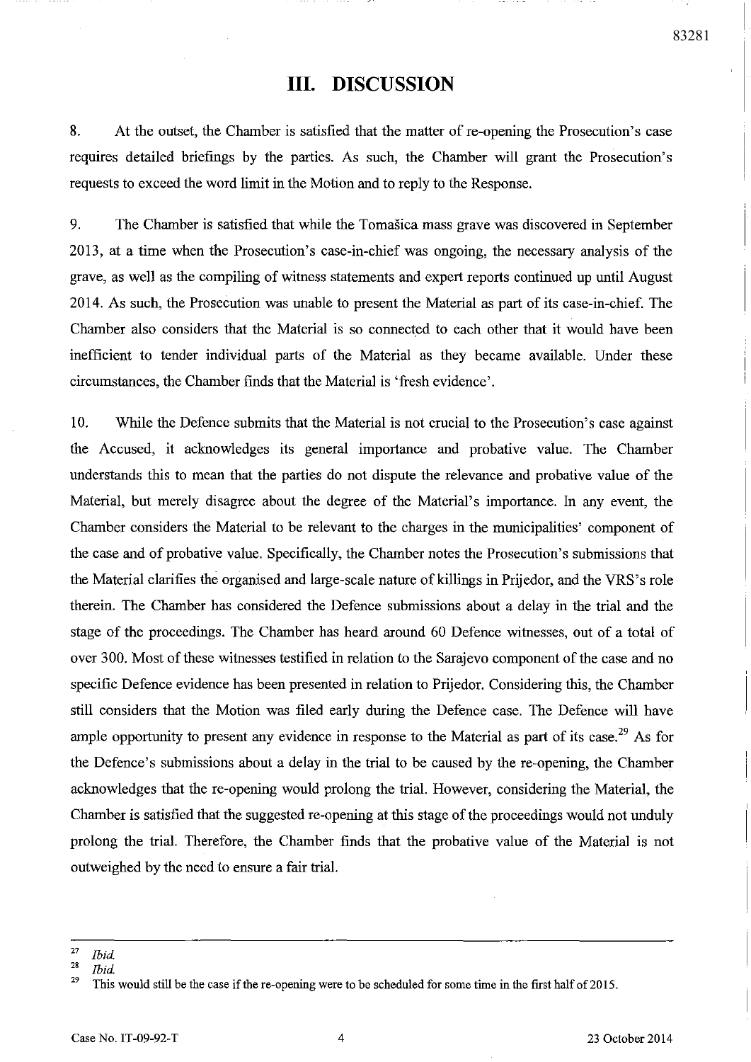# III. DISCUSSION

8. At the outset, the Chamber is satisfied that the matter of re-opening the Prosecution's case requires detailed briefings by the parties. As such, the Chamber will grant the Prosecution's requests to exceed the word limit in the Motion and to reply to the Response.

9. The Chamber is satisfied that while the Tomašica mass grave was discovered in September 2013, at a time when the Prosecution's case-in-chief was ongoing, the necessary analysis of the grave, as well as the compiling of witness statements and expert reports continued up until August 2014. As such, the Prosecution was unable to present the Material as part of its case-in-chief. The Chamber also considers that the Material is so connected to each other that it would have been inefficient to tender individual parts of the Material as they became available. Under these circumstances, the Chamber finds that the Material is 'fresh evidence'.

10. While the Defence submits that the Material is not crucial to the Prosecution's case against the Accused, it acknowledges its general importance and probative value. The Chamber understands this to mean that the parties do not dispute the relevance and probative value of the Material, but merely disagree about the degree of the Material's importance. In any event, the Chamber considers the Material to be relevant to the charges in the municipalities' component of the case and of probative value. Specifically, the Chamber notes the Prosecution's submissions that the Material clarifies the organised and large-scale nature of killings in Prijedor, and the VRS's role therein. The Chamber has considered the Defence submissions about a delay in the trial and the stage of the proceedings. The Chamber has heard around 60 Defence witnesses, out of a total of over 300. Most of these witnesses testified in relation to the Sarajevo component of the case and no specific Defence evidence has been presented in relation to Prijedor. Considering this, the Chamber still considers that the Motion was filed early during the Defence case. The Defence will have ample opportunity to present any evidence in response to the Material as part of its case.[29] As for the Defence's submissions about a delay in the trial to be caused by the re-opening, the Chamber acknowledges that the re-opening would prolong the trial. However, considering the Material, the Chamber is satisfied that the suggested re-opening at this stage of the proceedings would not unduly prolong the trial. Therefore, the Chamber finds that the probative value of the Material is not outweighed by the need to ensure a fair trial.

---

[27] *Ibid.*

[28] *Ibid.*

[29] This would still be the case if the re-opening were to be scheduled for some time in the first half of 2015.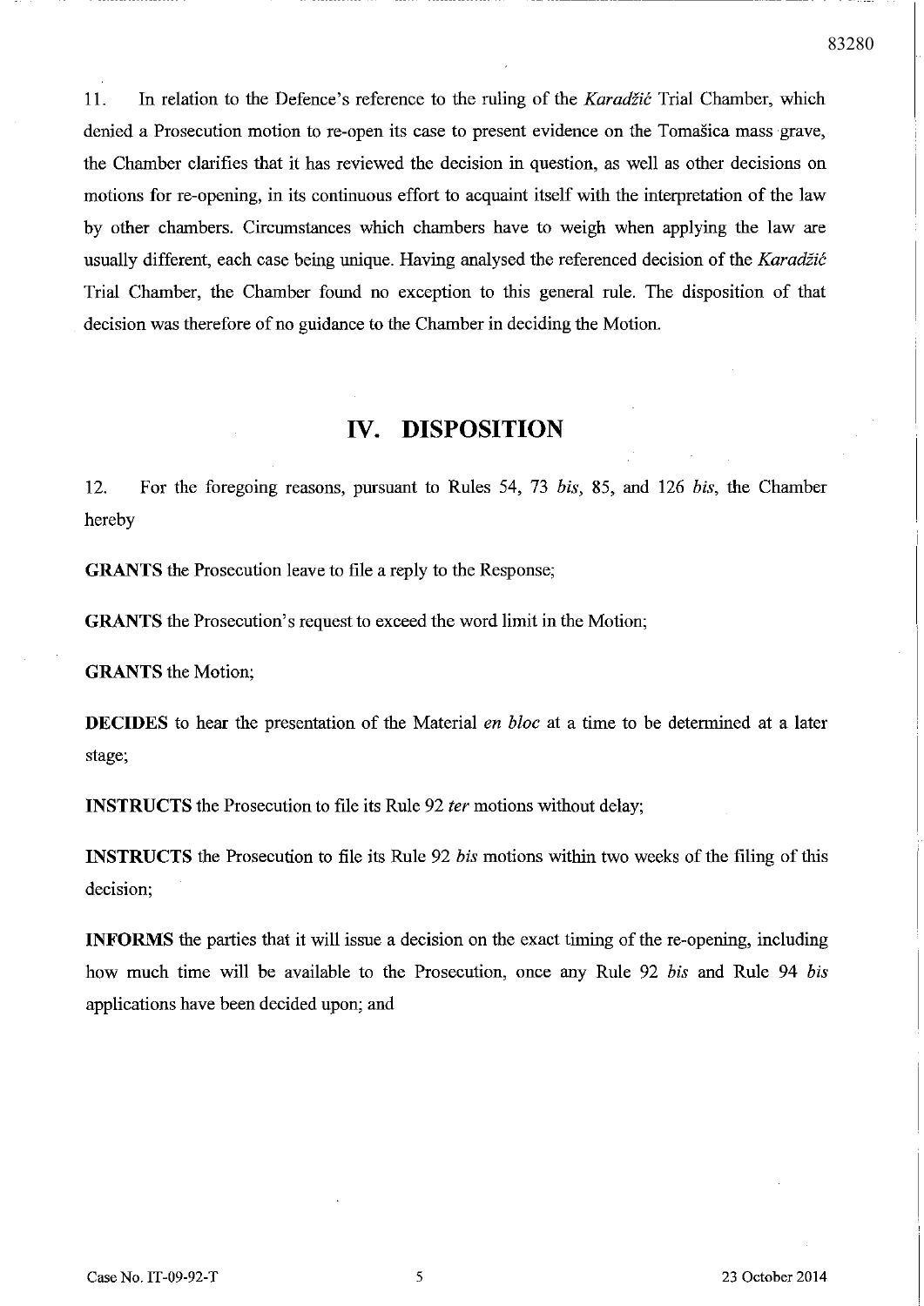11. In relation to the Defence's reference to the ruling of the *Karadžić* Trial Chamber, which denied a Prosecution motion to re-open its case to present evidence on the Tomašica mass grave, the Chamber clarifies that it has reviewed the decision in question, as well as other decisions on motions for re-opening, in its continuous effort to acquaint itself with the interpretation of the law by other chambers. Circumstances which chambers have to weigh when applying the law are usually different, each case being unique. Having analysed the referenced decision of the *Karadžić* Trial Chamber, the Chamber found no exception to this general rule. The disposition of that decision was therefore of no guidance to the Chamber in deciding the Motion.

## IV. DISPOSITION

12. For the foregoing reasons, pursuant to Rules 54, 73 *bis*, 85, and 126 *bis*, the Chamber hereby

**GRANTS** the Prosecution leave to file a reply to the Response;

**GRANTS** the Prosecution's request to exceed the word limit in the Motion;

**GRANTS** the Motion;

**DECIDES** to hear the presentation of the Material *en bloc* at a time to be determined at a later stage;

**INSTRUCTS** the Prosecution to file its Rule 92 *ter* motions without delay;

**INSTRUCTS** the Prosecution to file its Rule 92 *bis* motions within two weeks of the filing of this decision;

**INFORMS** the parties that it will issue a decision on the exact timing of the re-opening, including how much time will be available to the Prosecution, once any Rule 92 *bis* and Rule 94 *bis* applications have been decided upon; and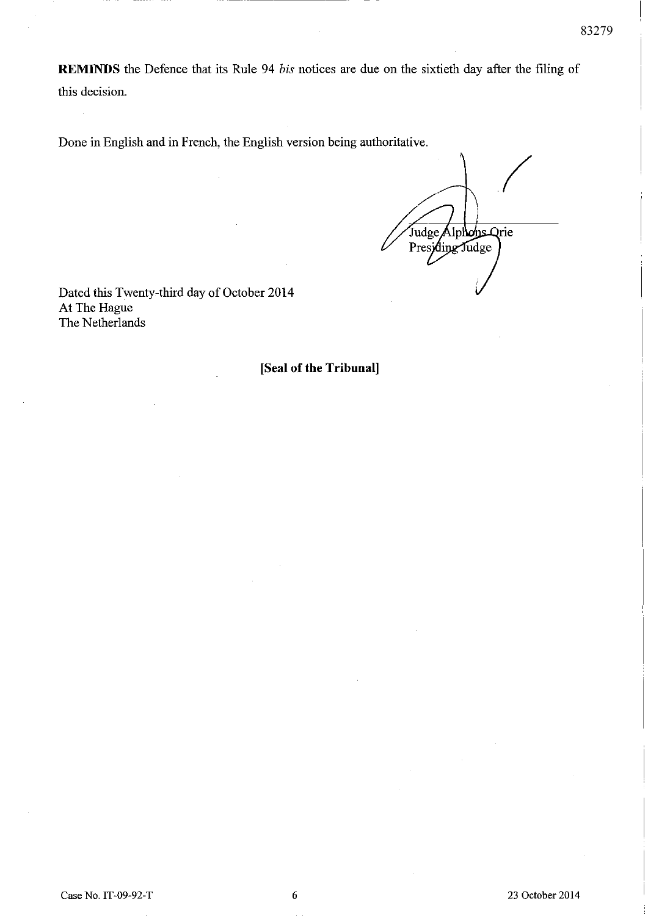**REMINDS** the Defence that its Rule 94 *bis* notices are due on the sixtieth day after the filing of this decision.

Done in English and in French, the English version being authoritative.

Judge Alphons Orie
Presiding Judge

Dated this Twenty-third day of October 2014
At The Hague
The Netherlands

**[Seal of the Tribunal]**